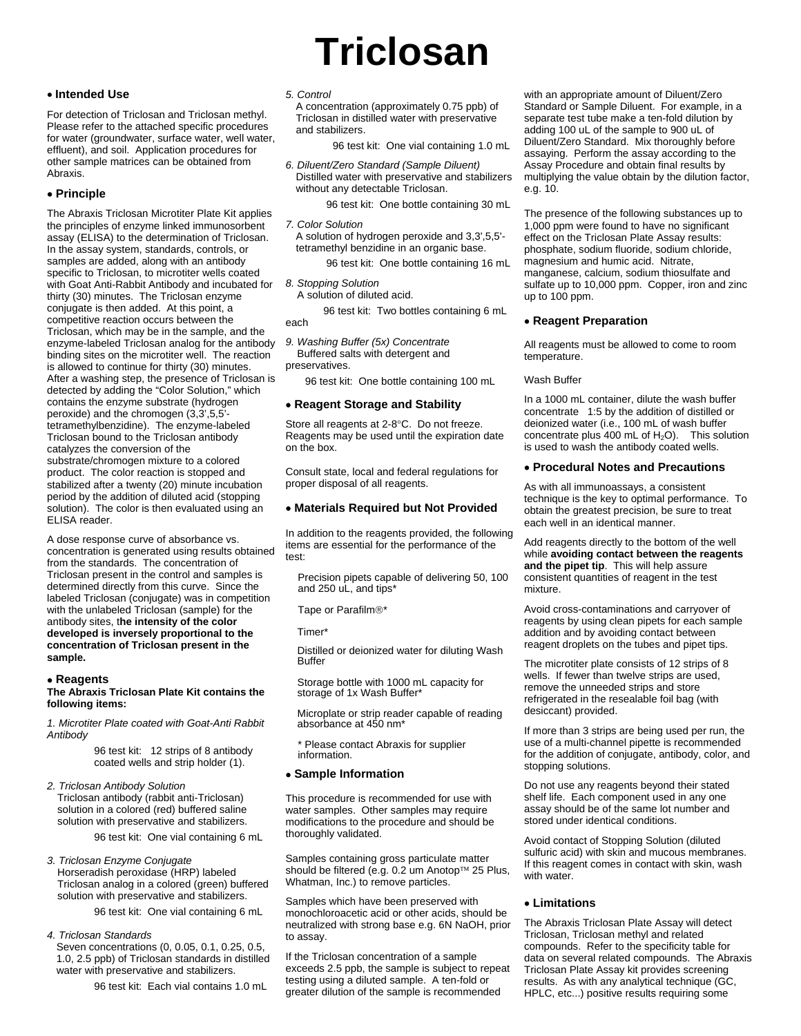# Triclosan

## • Intended Use

For detection of Triclosan and Triclosan methyl. Please refer to the attached specific procedures for water (groundwater, surface water, well water, effluent), and soil. Application procedures for other sample matrices can be obtained from Abraxis.

## • Principle

The Abraxis Triclosan Microtiter Plate Kit applies the principles of enzyme linked immunosorbent assay (ELISA) to the determination of Triclosan. In the assay system, standards, controls, or samples are added, along with an antibody specific to Triclosan, to microtiter wells coated with Goat Anti-Rabbit Antibody and incubated for thirty (30) minutes. The Triclosan enzyme conjugate is then added. At this point, a competitive reaction occurs between the Triclosan, which may be in the sample, and the enzyme-labeled Triclosan analog for the antibody binding sites on the microtiter well. The reaction is allowed to continue for thirty (30) minutes. After a washing step, the presence of Triclosan is detected by adding the "Color Solution," which contains the enzyme substrate (hydrogen peroxide) and the chromogen (3,3',5,5'-tetramethylbenzidine). The enzyme-labeled Triclosan bound to the Triclosan antibody catalyzes the conversion of the substrate/chromogen mixture to a colored product. The color reaction is stopped and stabilized after a twenty (20) minute incubation period by the addition of diluted acid (stopping solution). The color is then evaluated using an ELISA reader.

A dose response curve of absorbance vs. concentration is generated using results obtained from the standards. The concentration of Triclosan present in the control and samples is determined directly from this curve. Since the labeled Triclosan (conjugate) was in competition with the unlabeled Triclosan (sample) for the antibody sites, t**he intensity of the color developed is inversely proportional to the concentration of Triclosan present in the sample.**

## • Reagents

**The Abraxis Triclosan Plate Kit contains the following items:**

1. *Microtiter Plate coated with Goat-Anti Rabbit Antibody*

   96 test kit: 12 strips of 8 antibody coated wells and strip holder (1).

2. *Triclosan Antibody Solution*
   Triclosan antibody (rabbit anti-Triclosan) solution in a colored (red) buffered saline solution with preservative and stabilizers.

   96 test kit: One vial containing 6 mL

3. *Triclosan Enzyme Conjugate*
   Horseradish peroxidase (HRP) labeled Triclosan analog in a colored (green) buffered solution with preservative and stabilizers.

   96 test kit: One vial containing 6 mL

4. *Triclosan Standards*
   Seven concentrations (0, 0.05, 0.1, 0.25, 0.5, 1.0, 2.5 ppb) of Triclosan standards in distilled water with preservative and stabilizers.

   96 test kit: Each vial contains 1.0 mL

5. *Control*
   A concentration (approximately 0.75 ppb) of Triclosan in distilled water with preservative and stabilizers.

   96 test kit: One vial containing 1.0 mL

6. *Diluent/Zero Standard (Sample Diluent)*
   Distilled water with preservative and stabilizers without any detectable Triclosan.

   96 test kit: One bottle containing 30 mL

7. *Color Solution*
   A solution of hydrogen peroxide and 3,3',5,5'-tetramethyl benzidine in an organic base.

   96 test kit: One bottle containing 16 mL

8. *Stopping Solution*
   A solution of diluted acid.

   96 test kit: Two bottles containing 6 mL each

9. *Washing Buffer (5x) Concentrate*
   Buffered salts with detergent and preservatives.

   96 test kit: One bottle containing 100 mL

## • Reagent Storage and Stability

Store all reagents at 2-8°C. Do not freeze. Reagents may be used until the expiration date on the box.

Consult state, local and federal regulations for proper disposal of all reagents.

## • Materials Required but Not Provided

In addition to the reagents provided, the following items are essential for the performance of the test:

Precision pipets capable of delivering 50, 100 and 250 uL, and tips*

Tape or Parafilm®*

Timer*

Distilled or deionized water for diluting Wash Buffer

Storage bottle with 1000 mL capacity for storage of 1x Wash Buffer*

Microplate or strip reader capable of reading absorbance at 450 nm*

\* Please contact Abraxis for supplier information.

## • Sample Information

This procedure is recommended for use with water samples. Other samples may require modifications to the procedure and should be thoroughly validated.

Samples containing gross particulate matter should be filtered (e.g. 0.2 um Anotop™ 25 Plus, Whatman, Inc.) to remove particles.

Samples which have been preserved with monochloroacetic acid or other acids, should be neutralized with strong base e.g. 6N NaOH, prior to assay.

If the Triclosan concentration of a sample exceeds 2.5 ppb, the sample is subject to repeat testing using a diluted sample. A ten-fold or greater dilution of the sample is recommended with an appropriate amount of Diluent/Zero Standard or Sample Diluent. For example, in a separate test tube make a ten-fold dilution by adding 100 uL of the sample to 900 uL of Diluent/Zero Standard. Mix thoroughly before assaying. Perform the assay according to the Assay Procedure and obtain final results by multiplying the value obtain by the dilution factor, e.g. 10.

The presence of the following substances up to 1,000 ppm were found to have no significant effect on the Triclosan Plate Assay results: phosphate, sodium fluoride, sodium chloride, magnesium and humic acid. Nitrate, manganese, calcium, sodium thiosulfate and sulfate up to 10,000 ppm. Copper, iron and zinc up to 100 ppm.

## • Reagent Preparation

All reagents must be allowed to come to room temperature.

Wash Buffer

In a 1000 mL container, dilute the wash buffer concentrate 1:5 by the addition of distilled or deionized water (i.e., 100 mL of wash buffer concentrate plus 400 mL of $H_2O$). This solution is used to wash the antibody coated wells.

## • Procedural Notes and Precautions

As with all immunoassays, a consistent technique is the key to optimal performance. To obtain the greatest precision, be sure to treat each well in an identical manner.

Add reagents directly to the bottom of the well while **avoiding contact between the reagents and the pipet tip**. This will help assure consistent quantities of reagent in the test mixture.

Avoid cross-contaminations and carryover of reagents by using clean pipets for each sample addition and by avoiding contact between reagent droplets on the tubes and pipet tips.

The microtiter plate consists of 12 strips of 8 wells. If fewer than twelve strips are used, remove the unneeded strips and store refrigerated in the resealable foil bag (with desiccant) provided.

If more than 3 strips are being used per run, the use of a multi-channel pipette is recommended for the addition of conjugate, antibody, color, and stopping solutions.

Do not use any reagents beyond their stated shelf life. Each component used in any one assay should be of the same lot number and stored under identical conditions.

Avoid contact of Stopping Solution (diluted sulfuric acid) with skin and mucous membranes. If this reagent comes in contact with skin, wash with water.

## • Limitations

The Abraxis Triclosan Plate Assay will detect Triclosan, Triclosan methyl and related compounds. Refer to the specificity table for data on several related compounds. The Abraxis Triclosan Plate Assay kit provides screening results. As with any analytical technique (GC, HPLC, etc...) positive results requiring some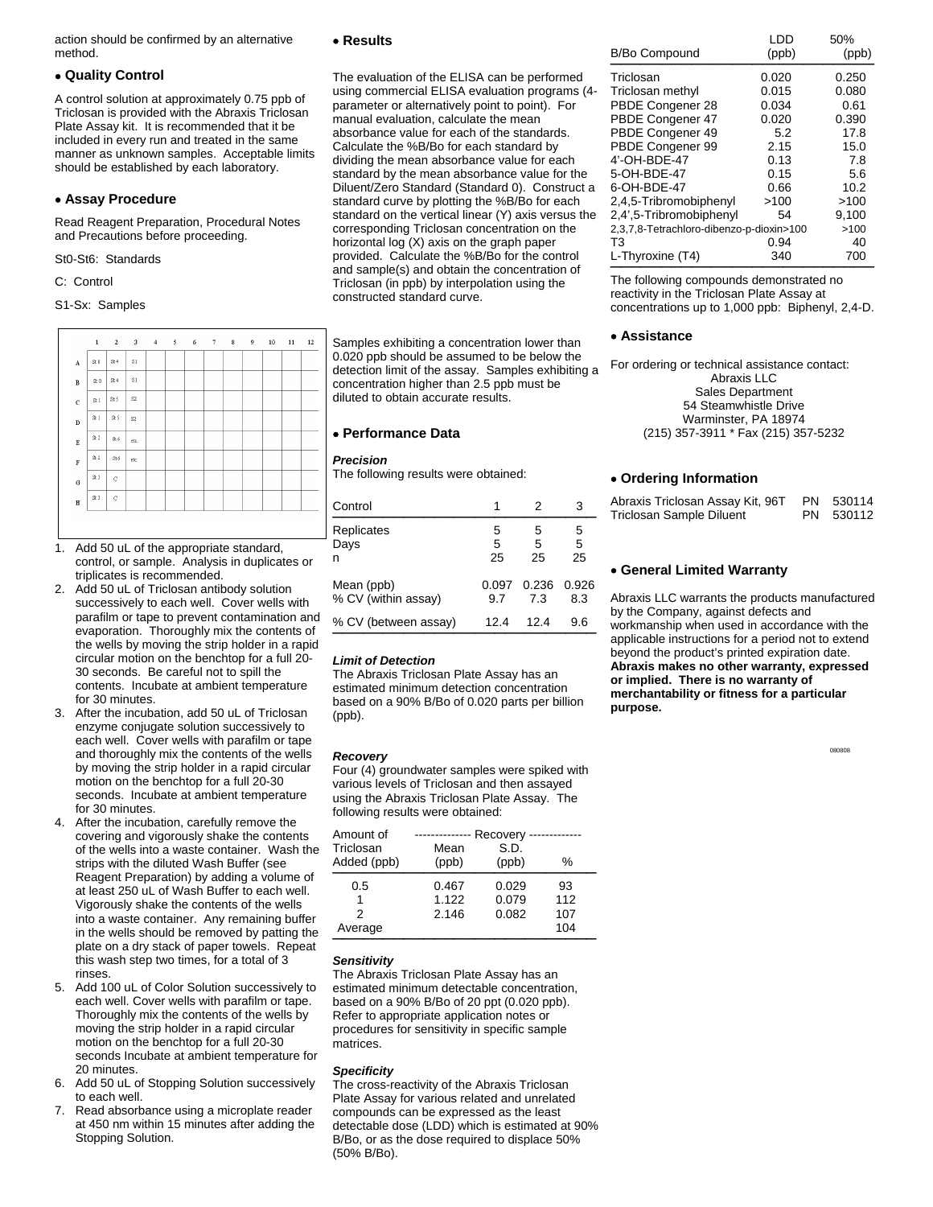action should be confirmed by an alternative method.

## • Quality Control

A control solution at approximately 0.75 ppb of Triclosan is provided with the Abraxis Triclosan Plate Assay kit. It is recommended that it be included in every run and treated in the same manner as unknown samples. Acceptable limits should be established by each laboratory.

## • Assay Procedure

Read Reagent Preparation, Procedural Notes and Precautions before proceeding.

St0-St6: Standards

C: Control

S1-Sx: Samples

| | 1 | 2 | 3 | 4 | 5 | 6 | 7 | 8 | 9 | 10 | 11 | 12 |
|---|---|---|---|---|---|---|---|---|---|---|---|---|
| A | St 0 | St 4 | S1 | | | | | | | | | |
| B | St 0 | St 4 | S1 | | | | | | | | | |
| C | St 1 | St 5 | S2 | | | | | | | | | |
| D | St 1 | St 5 | S2 | | | | | | | | | |
| E | St 2 | St 6 | etc. | | | | | | | | | |
| F | St 2 | St 6 | etc. | | | | | | | | | |
| G | St 3 | C | | | | | | | | | | |
| H | St 3 | C | | | | | | | | | | |

1. Add 50 uL of the appropriate standard, control, or sample. Analysis in duplicates or triplicates is recommended.
2. Add 50 uL of Triclosan antibody solution successively to each well. Cover wells with parafilm or tape to prevent contamination and evaporation. Thoroughly mix the contents of the wells by moving the strip holder in a rapid circular motion on the benchtop for a full 20-30 seconds. Be careful not to spill the contents. Incubate at ambient temperature for 30 minutes.
3. After the incubation, add 50 uL of Triclosan enzyme conjugate solution successively to each well. Cover wells with parafilm or tape and thoroughly mix the contents of the wells by moving the strip holder in a rapid circular motion on the benchtop for a full 20-30 seconds. Incubate at ambient temperature for 30 minutes.
4. After the incubation, carefully remove the covering and vigorously shake the contents of the wells into a waste container. Wash the strips with the diluted Wash Buffer (see Reagent Preparation) by adding a volume of at least 250 uL of Wash Buffer to each well. Vigorously shake the contents of the wells into a waste container. Any remaining buffer in the wells should be removed by patting the plate on a dry stack of paper towels. Repeat this wash step two times, for a total of 3 rinses.
5. Add 100 uL of Color Solution successively to each well. Cover wells with parafilm or tape. Thoroughly mix the contents of the wells by moving the strip holder in a rapid circular motion on the benchtop for a full 20-30 seconds Incubate at ambient temperature for 20 minutes.
6. Add 50 uL of Stopping Solution successively to each well.
7. Read absorbance using a microplate reader at 450 nm within 15 minutes after adding the Stopping Solution.

## • Results

The evaluation of the ELISA can be performed using commercial ELISA evaluation programs (4-parameter or alternatively point to point). For manual evaluation, calculate the mean absorbance value for each of the standards. Calculate the %B/Bo for each standard by dividing the mean absorbance value for each standard by the mean absorbance value for the Diluent/Zero Standard (Standard 0). Construct a standard curve by plotting the %B/Bo for each standard on the vertical linear (Y) axis versus the corresponding Triclosan concentration on the horizontal log (X) axis on the graph paper provided. Calculate the %B/Bo for the control and sample(s) and obtain the concentration of Triclosan (in ppb) by interpolation using the constructed standard curve.

Samples exhibiting a concentration lower than 0.020 ppb should be assumed to be below the detection limit of the assay. Samples exhibiting a concentration higher than 2.5 ppb must be diluted to obtain accurate results.

## • Performance Data

***Precision***

The following results were obtained:

| Control | 1 | 2 | 3 |
|---|---|---|---|
| Replicates | 5 | 5 | 5 |
| Days | 5 | 5 | 5 |
| n | 25 | 25 | 25 |
| Mean (ppb) | 0.097 | 0.236 | 0.926 |
| % CV (within assay) | 9.7 | 7.3 | 8.3 |
| % CV (between assay) | 12.4 | 12.4 | 9.6 |

***Limit of Detection***

The Abraxis Triclosan Plate Assay has an estimated minimum detection concentration based on a 90% B/Bo of 0.020 parts per billion (ppb).

***Recovery***

Four (4) groundwater samples were spiked with various levels of Triclosan and then assayed using the Abraxis Triclosan Plate Assay. The following results were obtained:

| Amount of Triclosan Added (ppb) | Recovery Mean (ppb) | S.D. (ppb) | % |
|---|---|---|---|
| 0.5 | 0.467 | 0.029 | 93 |
| 1 | 1.122 | 0.079 | 112 |
| 2 | 2.146 | 0.082 | 107 |
| Average | | | 104 |

***Sensitivity***

The Abraxis Triclosan Plate Assay has an estimated minimum detectable concentration, based on a 90% B/Bo of 20 ppt (0.020 ppb). Refer to appropriate application notes or procedures for sensitivity in specific sample matrices.

***Specificity***

The cross-reactivity of the Abraxis Triclosan Plate Assay for various related and unrelated compounds can be expressed as the least detectable dose (LDD) which is estimated at 90% B/Bo, or as the dose required to displace 50% (50% B/Bo).

| B/Bo Compound | LDD (ppb) | 50% (ppb) |
|---|---|---|
| Triclosan | 0.020 | 0.250 |
| Triclosan methyl | 0.015 | 0.080 |
| PBDE Congener 28 | 0.034 | 0.61 |
| PBDE Congener 47 | 0.020 | 0.390 |
| PBDE Congener 49 | 5.2 | 17.8 |
| PBDE Congener 99 | 2.15 | 15.0 |
| 4'-OH-BDE-47 | 0.13 | 7.8 |
| 5-OH-BDE-47 | 0.15 | 5.6 |
| 6-OH-BDE-47 | 0.66 | 10.2 |
| 2,4,5-Tribromobiphenyl | >100 | >100 |
| 2,4',5-Tribromobiphenyl | 54 | 9,100 |
| 2,3,7,8-Tetrachloro-dibenzo-p-dioxin | >100 | >100 |
| T3 | 0.94 | 40 |
| L-Thyroxine (T4) | 340 | 700 |

The following compounds demonstrated no reactivity in the Triclosan Plate Assay at concentrations up to 1,000 ppb: Biphenyl, 2,4-D.

## • Assistance

For ordering or technical assistance contact:

Abraxis LLC
Sales Department
54 Steamwhistle Drive
Warminster, PA 18974
(215) 357-3911 * Fax (215) 357-5232

## • Ordering Information

| | |
|---|---|
| Abraxis Triclosan Assay Kit, 96T | PN 530114 |
| Triclosan Sample Diluent | PN 530112 |

## • General Limited Warranty

Abraxis LLC warrants the products manufactured by the Company, against defects and workmanship when used in accordance with the applicable instructions for a period not to extend beyond the product's printed expiration date. **Abraxis makes no other warranty, expressed or implied. There is no warranty of merchantability or fitness for a particular purpose.**

080808